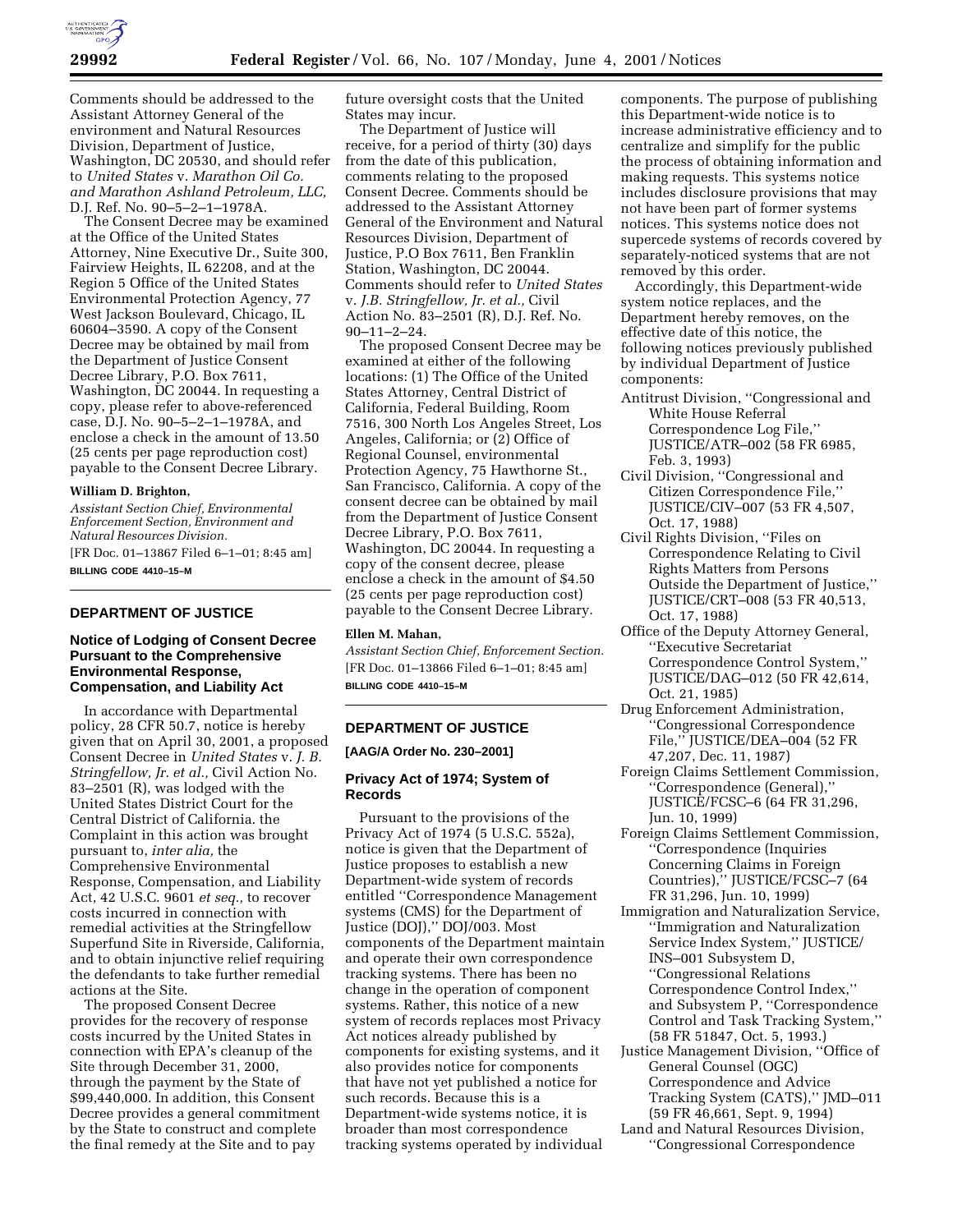Comments should be addressed to the Assistant Attorney General of the environment and Natural Resources Division, Department of Justice, Washington, DC 20530, and should refer to *United States* v. *Marathon Oil Co. and Marathon Ashland Petroleum, LLC,* D.J. Ref. No. 90–5–2–1–1978A.

The Consent Decree may be examined at the Office of the United States Attorney, Nine Executive Dr., Suite 300, Fairview Heights, IL 62208, and at the Region 5 Office of the United States Environmental Protection Agency, 77 West Jackson Boulevard, Chicago, IL 60604–3590. A copy of the Consent Decree may be obtained by mail from the Department of Justice Consent Decree Library, P.O. Box 7611, Washington, DC 20044. In requesting a copy, please refer to above-referenced case, D.J. No. 90–5–2–1–1978A, and enclose a check in the amount of 13.50 (25 cents per page reproduction cost) payable to the Consent Decree Library.

**William D. Brighton,**

*Assistant Section Chief, Environmental Enforcement Section, Environment and Natural Resources Division.*

[FR Doc. 01–13867 Filed 6–1–01; 8:45 am]

**BILLING CODE 4410–15–M**

## DEPARTMENT OF JUSTICE

### Notice of Lodging of Consent Decree Pursuant to the Comprehensive Environmental Response, Compensation, and Liability Act

In accordance with Departmental policy, 28 CFR 50.7, notice is hereby given that on April 30, 2001, a proposed Consent Decree in *United States* v. *J. B. Stringfellow, Jr. et al.,* Civil Action No. 83–2501 (R), was lodged with the United States District Court for the Central District of California. the Complaint in this action was brought pursuant to, *inter alia,* the Comprehensive Environmental Response, Compensation, and Liability Act, 42 U.S.C. 9601 *et seq.,* to recover costs incurred in connection with remedial activities at the Stringfellow Superfund Site in Riverside, California, and to obtain injunctive relief requiring the defendants to take further remedial actions at the Site.

The proposed Consent Decree provides for the recovery of response costs incurred by the United States in connection with EPA's cleanup of the Site through December 31, 2000, through the payment by the State of $99,440,000. In addition, this Consent Decree provides a general commitment by the State to construct and complete the final remedy at the Site and to pay future oversight costs that the United States may incur.

The Department of Justice will receive, for a period of thirty (30) days from the date of this publication, comments relating to the proposed Consent Decree. Comments should be addressed to the Assistant Attorney General of the Environment and Natural Resources Division, Department of Justice, P.O Box 7611, Ben Franklin Station, Washington, DC 20044. Comments should refer to *United States* v. *J.B. Stringfellow, Jr. et al.,* Civil Action No. 83–2501 (R), D.J. Ref. No. 90–11–2–24.

The proposed Consent Decree may be examined at either of the following locations: (1) The Office of the United States Attorney, Central District of California, Federal Building, Room 7516, 300 North Los Angeles Street, Los Angeles, California; or (2) Office of Regional Counsel, environmental Protection Agency, 75 Hawthorne St., San Francisco, California. A copy of the consent decree can be obtained by mail from the Department of Justice Consent Decree Library, P.O. Box 7611, Washington, DC 20044. In requesting a copy of the consent decree, please enclose a check in the amount of $4.50 (25 cents per page reproduction cost) payable to the Consent Decree Library.

**Ellen M. Mahan,**

*Assistant Section Chief, Enforcement Section.*

[FR Doc. 01–13866 Filed 6–1–01; 8:45 am]

**BILLING CODE 4410–15–M**

## DEPARTMENT OF JUSTICE

**[AAG/A Order No. 230–2001]**

### Privacy Act of 1974; System of Records

Pursuant to the provisions of the Privacy Act of 1974 (5 U.S.C. 552a), notice is given that the Department of Justice proposes to establish a new Department-wide system of records entitled ''Correspondence Management systems (CMS) for the Department of Justice (DOJ),'' DOJ/003. Most components of the Department maintain and operate their own correspondence tracking systems. There has been no change in the operation of component systems. Rather, this notice of a new system of records replaces most Privacy Act notices already published by components for existing systems, and it also provides notice for components that have not yet published a notice for such records. Because this is a Department-wide systems notice, it is broader than most correspondence tracking systems operated by individual components. The purpose of publishing this Department-wide notice is to increase administrative efficiency and to centralize and simplify for the public the process of obtaining information and making requests. This systems notice includes disclosure provisions that may not have been part of former systems notices. This systems notice does not supercede systems of records covered by separately-noticed systems that are not removed by this order.

Accordingly, this Department-wide system notice replaces, and the Department hereby removes, on the effective date of this notice, the following notices previously published by individual Department of Justice components:

Antitrust Division, ''Congressional and White House Referral Correspondence Log File,'' JUSTICE/ATR–002 (58 FR 6985, Feb. 3, 1993)

Civil Division, ''Congressional and Citizen Correspondence File,'' JUSTICE/CIV–007 (53 FR 4,507, Oct. 17, 1988)

Civil Rights Division, ''Files on Correspondence Relating to Civil Rights Matters from Persons Outside the Department of Justice,'' JUSTICE/CRT–008 (53 FR 40,513, Oct. 17, 1988)

Office of the Deputy Attorney General, ''Executive Secretariat Correspondence Control System,'' JUSTICE/DAG–012 (50 FR 42,614, Oct. 21, 1985)

Drug Enforcement Administration, ''Congressional Correspondence File,'' JUSTICE/DEA–004 (52 FR 47,207, Dec. 11, 1987)

Foreign Claims Settlement Commission, ''Correspondence (General),'' JUSTICE/FCSC–6 (64 FR 31,296, Jun. 10, 1999)

Foreign Claims Settlement Commission, ''Correspondence (Inquiries Concerning Claims in Foreign Countries),'' JUSTICE/FCSC–7 (64 FR 31,296, Jun. 10, 1999)

Immigration and Naturalization Service, ''Immigration and Naturalization Service Index System,'' JUSTICE/INS–001 Subsystem D, ''Congressional Relations Correspondence Control Index,'' and Subsystem P, ''Correspondence Control and Task Tracking System,'' (58 FR 51847, Oct. 5, 1993.)

Justice Management Division, ''Office of General Counsel (OGC) Correspondence and Advice Tracking System (CATS),'' JMD–011 (59 FR 46,661, Sept. 9, 1994)

Land and Natural Resources Division, ''Congressional Correspondence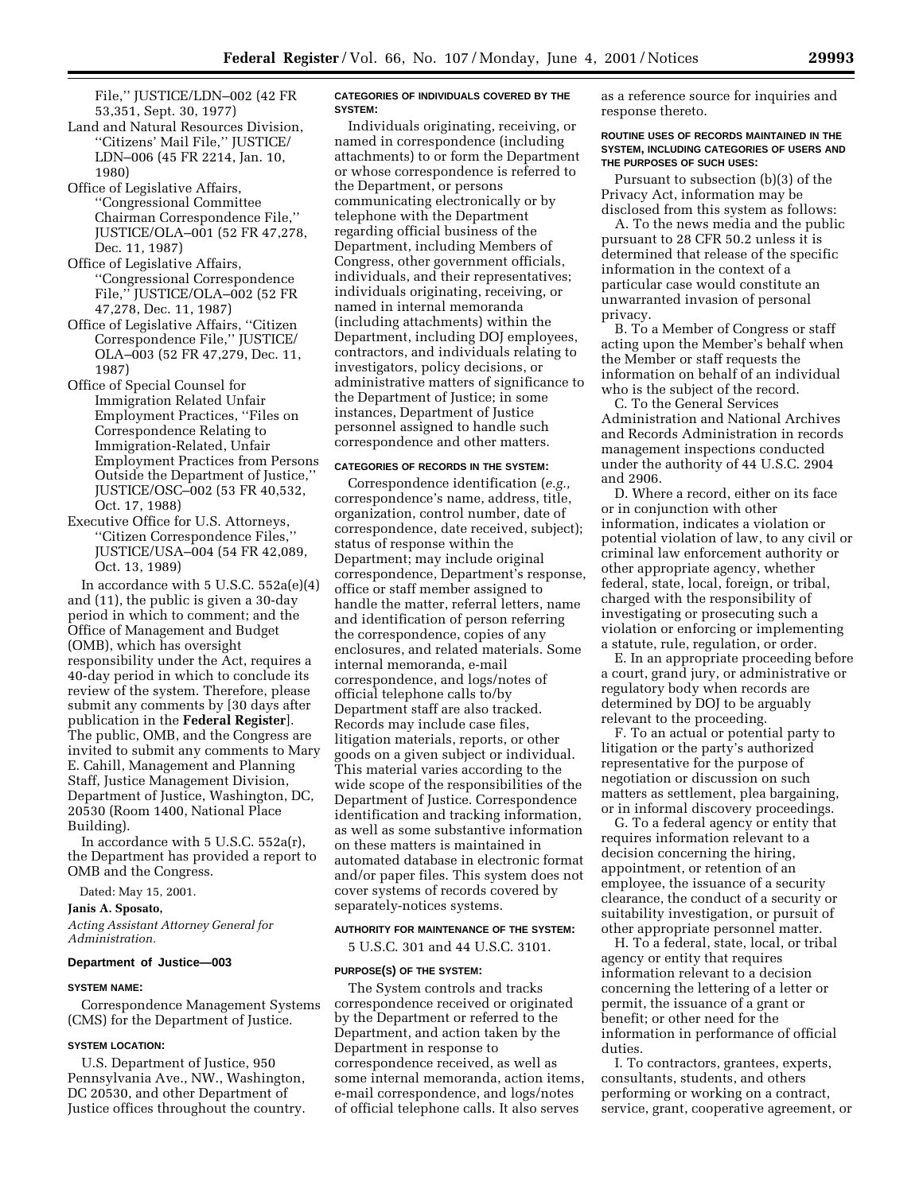File,'' JUSTICE/LDN–002 (42 FR 53,351, Sept. 30, 1977)

Land and Natural Resources Division, ''Citizens' Mail File,'' JUSTICE/LDN–006 (45 FR 2214, Jan. 10, 1980)

Office of Legislative Affairs, ''Congressional Committee Chairman Correspondence File,'' JUSTICE/OLA–001 (52 FR 47,278, Dec. 11, 1987)

Office of Legislative Affairs, ''Congressional Correspondence File,'' JUSTICE/OLA–002 (52 FR 47,278, Dec. 11, 1987)

Office of Legislative Affairs, ''Citizen Correspondence File,'' JUSTICE/OLA–003 (52 FR 47,279, Dec. 11, 1987)

Office of Special Counsel for Immigration Related Unfair Employment Practices, ''Files on Correspondence Relating to Immigration-Related, Unfair Employment Practices from Persons Outside the Department of Justice,'' JUSTICE/OSC–002 (53 FR 40,532, Oct. 17, 1988)

Executive Office for U.S. Attorneys, ''Citizen Correspondence Files,'' JUSTICE/USA–004 (54 FR 42,089, Oct. 13, 1989)

In accordance with 5 U.S.C. 552a(e)(4) and (11), the public is given a 30-day period in which to comment; and the Office of Management and Budget (OMB), which has oversight responsibility under the Act, requires a 40-day period in which to conclude its review of the system. Therefore, please submit any comments by [30 days after publication in the **Federal Register**]. The public, OMB, and the Congress are invited to submit any comments to Mary E. Cahill, Management and Planning Staff, Justice Management Division, Department of Justice, Washington, DC, 20530 (Room 1400, National Place Building).

In accordance with 5 U.S.C. 552a(r), the Department has provided a report to OMB and the Congress.

Dated: May 15, 2001.

**Janis A. Sposato,**

*Acting Assistant Attorney General for Administration.*

## Department of Justice—003

**SYSTEM NAME:**

Correspondence Management Systems (CMS) for the Department of Justice.

**SYSTEM LOCATION:**

U.S. Department of Justice, 950 Pennsylvania Ave., NW., Washington, DC 20530, and other Department of Justice offices throughout the country.

**CATEGORIES OF INDIVIDUALS COVERED BY THE SYSTEM:**

Individuals originating, receiving, or named in correspondence (including attachments) to or form the Department or whose correspondence is referred to the Department, or persons communicating electronically or by telephone with the Department regarding official business of the Department, including Members of Congress, other government officials, individuals, and their representatives; individuals originating, receiving, or named in internal memoranda (including attachments) within the Department, including DOJ employees, contractors, and individuals relating to investigators, policy decisions, or administrative matters of significance to the Department of Justice; in some instances, Department of Justice personnel assigned to handle such correspondence and other matters.

**CATEGORIES OF RECORDS IN THE SYSTEM:**

Correspondence identification (*e.g.,* correspondence's name, address, title, organization, control number, date of correspondence, date received, subject); status of response within the Department; may include original correspondence, Department's response, office or staff member assigned to handle the matter, referral letters, name and identification of person referring the correspondence, copies of any enclosures, and related materials. Some internal memoranda, e-mail correspondence, and logs/notes of official telephone calls to/by Department staff are also tracked. Records may include case files, litigation materials, reports, or other goods on a given subject or individual. This material varies according to the wide scope of the responsibilities of the Department of Justice. Correspondence identification and tracking information, as well as some substantive information on these matters is maintained in automated database in electronic format and/or paper files. This system does not cover systems of records covered by separately-notices systems.

**AUTHORITY FOR MAINTENANCE OF THE SYSTEM:**

5 U.S.C. 301 and 44 U.S.C. 3101.

**PURPOSE(S) OF THE SYSTEM:**

The System controls and tracks correspondence received or originated by the Department or referred to the Department, and action taken by the Department in response to correspondence received, as well as some internal memoranda, action items, e-mail correspondence, and logs/notes of official telephone calls. It also serves as a reference source for inquiries and response thereto.

**ROUTINE USES OF RECORDS MAINTAINED IN THE SYSTEM, INCLUDING CATEGORIES OF USERS AND THE PURPOSES OF SUCH USES:**

Pursuant to subsection (b)(3) of the Privacy Act, information may be disclosed from this system as follows:

A. To the news media and the public pursuant to 28 CFR 50.2 unless it is determined that release of the specific information in the context of a particular case would constitute an unwarranted invasion of personal privacy.

B. To a Member of Congress or staff acting upon the Member's behalf when the Member or staff requests the information on behalf of an individual who is the subject of the record.

C. To the General Services Administration and National Archives and Records Administration in records management inspections conducted under the authority of 44 U.S.C. 2904 and 2906.

D. Where a record, either on its face or in conjunction with other information, indicates a violation or potential violation of law, to any civil or criminal law enforcement authority or other appropriate agency, whether federal, state, local, foreign, or tribal, charged with the responsibility of investigating or prosecuting such a violation or enforcing or implementing a statute, rule, regulation, or order.

E. In an appropriate proceeding before a court, grand jury, or administrative or regulatory body when records are determined by DOJ to be arguably relevant to the proceeding.

F. To an actual or potential party to litigation or the party's authorized representative for the purpose of negotiation or discussion on such matters as settlement, plea bargaining, or in informal discovery proceedings.

G. To a federal agency or entity that requires information relevant to a decision concerning the hiring, appointment, or retention of an employee, the issuance of a security clearance, the conduct of a security or suitability investigation, or pursuit of other appropriate personnel matter.

H. To a federal, state, local, or tribal agency or entity that requires information relevant to a decision concerning the lettering of a letter or permit, the issuance of a grant or benefit; or other need for the information in performance of official duties.

I. To contractors, grantees, experts, consultants, students, and others performing or working on a contract, service, grant, cooperative agreement, or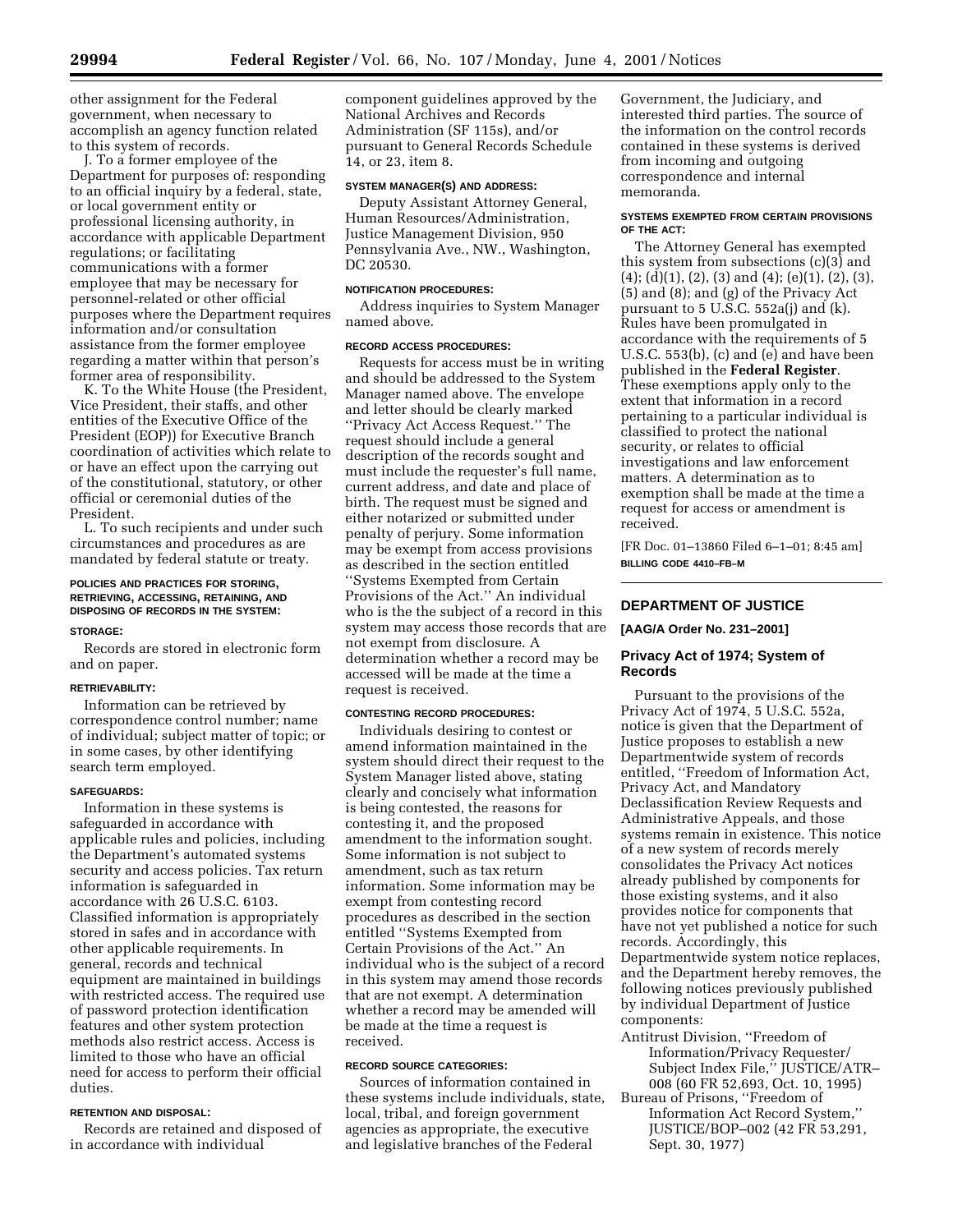other assignment for the Federal government, when necessary to accomplish an agency function related to this system of records.

J. To a former employee of the Department for purposes of: responding to an official inquiry by a federal, state, or local government entity or professional licensing authority, in accordance with applicable Department regulations; or facilitating communications with a former employee that may be necessary for personnel-related or other official purposes where the Department requires information and/or consultation assistance from the former employee regarding a matter within that person's former area of responsibility.

K. To the White House (the President, Vice President, their staffs, and other entities of the Executive Office of the President (EOP)) for Executive Branch coordination of activities which relate to or have an effect upon the carrying out of the constitutional, statutory, or other official or ceremonial duties of the President.

L. To such recipients and under such circumstances and procedures as are mandated by federal statute or treaty.

#### POLICIES AND PRACTICES FOR STORING, RETRIEVING, ACCESSING, RETAINING, AND DISPOSING OF RECORDS IN THE SYSTEM:

#### STORAGE:

Records are stored in electronic form and on paper.

#### RETRIEVABILITY:

Information can be retrieved by correspondence control number; name of individual; subject matter of topic; or in some cases, by other identifying search term employed.

#### SAFEGUARDS:

Information in these systems is safeguarded in accordance with applicable rules and policies, including the Department's automated systems security and access policies. Tax return information is safeguarded in accordance with 26 U.S.C. 6103. Classified information is appropriately stored in safes and in accordance with other applicable requirements. In general, records and technical equipment are maintained in buildings with restricted access. The required use of password protection identification features and other system protection methods also restrict access. Access is limited to those who have an official need for access to perform their official duties.

#### RETENTION AND DISPOSAL:

Records are retained and disposed of in accordance with individual component guidelines approved by the National Archives and Records Administration (SF 115s), and/or pursuant to General Records Schedule 14, or 23, item 8.

#### SYSTEM MANAGER(S) AND ADDRESS:

Deputy Assistant Attorney General, Human Resources/Administration, Justice Management Division, 950 Pennsylvania Ave., NW., Washington, DC 20530.

#### NOTIFICATION PROCEDURES:

Address inquiries to System Manager named above.

#### RECORD ACCESS PROCEDURES:

Requests for access must be in writing and should be addressed to the System Manager named above. The envelope and letter should be clearly marked ''Privacy Act Access Request.'' The request should include a general description of the records sought and must include the requester's full name, current address, and date and place of birth. The request must be signed and either notarized or submitted under penalty of perjury. Some information may be exempt from access provisions as described in the section entitled ''Systems Exempted from Certain Provisions of the Act.'' An individual who is the the subject of a record in this system may access those records that are not exempt from disclosure. A determination whether a record may be accessed will be made at the time a request is received.

#### CONTESTING RECORD PROCEDURES:

Individuals desiring to contest or amend information maintained in the system should direct their request to the System Manager listed above, stating clearly and concisely what information is being contested, the reasons for contesting it, and the proposed amendment to the information sought. Some information is not subject to amendment, such as tax return information. Some information may be exempt from contesting record procedures as described in the section entitled ''Systems Exempted from Certain Provisions of the Act.'' An individual who is the subject of a record in this system may amend those records that are not exempt. A determination whether a record may be amended will be made at the time a request is received.

#### RECORD SOURCE CATEGORIES:

Sources of information contained in these systems include individuals, state, local, tribal, and foreign government agencies as appropriate, the executive and legislative branches of the Federal Government, the Judiciary, and interested third parties. The source of the information on the control records contained in these systems is derived from incoming and outgoing correspondence and internal memoranda.

#### SYSTEMS EXEMPTED FROM CERTAIN PROVISIONS OF THE ACT:

The Attorney General has exempted this system from subsections (c)(3) and (4); (d)(1), (2), (3) and (4); (e)(1), (2), (3), (5) and (8); and (g) of the Privacy Act pursuant to 5 U.S.C. 552a(j) and (k). Rules have been promulgated in accordance with the requirements of 5 U.S.C. 553(b), (c) and (e) and have been published in the **Federal Register**. These exemptions apply only to the extent that information in a record pertaining to a particular individual is classified to protect the national security, or relates to official investigations and law enforcement matters. A determination as to exemption shall be made at the time a request for access or amendment is received.

[FR Doc. 01–13860 Filed 6–1–01; 8:45 am]

**BILLING CODE 4410–FB–M**

## DEPARTMENT OF JUSTICE

**[AAG/A Order No. 231–2001]**

### Privacy Act of 1974; System of Records

Pursuant to the provisions of the Privacy Act of 1974, 5 U.S.C. 552a, notice is given that the Department of Justice proposes to establish a new Departmentwide system of records entitled, ''Freedom of Information Act, Privacy Act, and Mandatory Declassification Review Requests and Administrative Appeals, and those systems remain in existence. This notice of a new system of records merely consolidates the Privacy Act notices already published by components for those existing systems, and it also provides notice for components that have not yet published a notice for such records. Accordingly, this Departmentwide system notice replaces, and the Department hereby removes, the following notices previously published by individual Department of Justice components:

Antitrust Division, ''Freedom of Information/Privacy Requester/ Subject Index File,'' JUSTICE/ATR–008 (60 FR 52,693, Oct. 10, 1995)

Bureau of Prisons, ''Freedom of Information Act Record System,'' JUSTICE/BOP–002 (42 FR 53,291, Sept. 30, 1977)